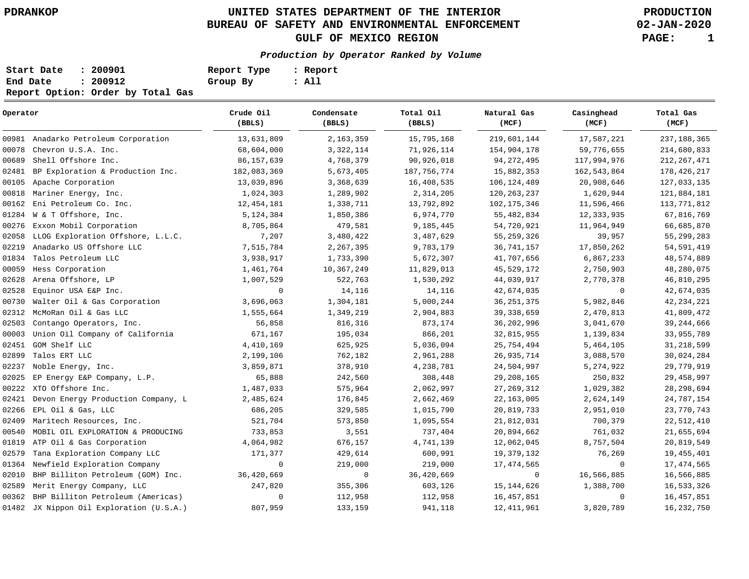PDRANKOP

# UNITED STATES DEPARTMENT OF THE INTERIOR
## BUREAU OF SAFETY AND ENVIRONMENTAL ENFORCEMENT
## GULF OF MEXICO REGION

**PRODUCTION**
**02-JAN-2020**

***Production by Operator Ranked by Volume***

**Start Date : 200901** | **Report Type : Report**
**End Date : 200912** | **Group By : All**
**Report Option: Order by Total Gas**

| Operator | | Crude Oil (BBLS) | Condensate (BBLS) | Total Oil (BBLS) | Natural Gas (MCF) | Casinghead (MCF) | Total Gas (MCF) |
|---|---|---|---|---|---|---|---|
| 00981 | Anadarko Petroleum Corporation | 13,631,809 | 2,163,359 | 15,795,168 | 219,601,144 | 17,587,221 | 237,188,365 |
| 00078 | Chevron U.S.A. Inc. | 68,604,000 | 3,322,114 | 71,926,114 | 154,904,178 | 59,776,655 | 214,680,833 |
| 00689 | Shell Offshore Inc. | 86,157,639 | 4,768,379 | 90,926,018 | 94,272,495 | 117,994,976 | 212,267,471 |
| 02481 | BP Exploration & Production Inc. | 182,083,369 | 5,673,405 | 187,756,774 | 15,882,353 | 162,543,864 | 178,426,217 |
| 00105 | Apache Corporation | 13,039,896 | 3,368,639 | 16,408,535 | 106,124,489 | 20,908,646 | 127,033,135 |
| 00818 | Mariner Energy, Inc. | 1,024,303 | 1,289,902 | 2,314,205 | 120,263,237 | 1,620,944 | 121,884,181 |
| 00162 | Eni Petroleum Co. Inc. | 12,454,181 | 1,338,711 | 13,792,892 | 102,175,346 | 11,596,466 | 113,771,812 |
| 01284 | W & T Offshore, Inc. | 5,124,384 | 1,850,386 | 6,974,770 | 55,482,834 | 12,333,935 | 67,816,769 |
| 00276 | Exxon Mobil Corporation | 8,705,864 | 479,581 | 9,185,445 | 54,720,921 | 11,964,949 | 66,685,870 |
| 02058 | LLOG Exploration Offshore, L.L.C. | 7,207 | 3,480,422 | 3,487,629 | 55,259,326 | 39,957 | 55,299,283 |
| 02219 | Anadarko US Offshore LLC | 7,515,784 | 2,267,395 | 9,783,179 | 36,741,157 | 17,850,262 | 54,591,419 |
| 01834 | Talos Petroleum LLC | 3,938,917 | 1,733,390 | 5,672,307 | 41,707,656 | 6,867,233 | 48,574,889 |
| 00059 | Hess Corporation | 1,461,764 | 10,367,249 | 11,829,013 | 45,529,172 | 2,750,903 | 48,280,075 |
| 02628 | Arena Offshore, LP | 1,007,529 | 522,763 | 1,530,292 | 44,039,917 | 2,770,378 | 46,810,295 |
| 02528 | Equinor USA E&P Inc. | 0 | 14,116 | 14,116 | 42,674,035 | 0 | 42,674,035 |
| 00730 | Walter Oil & Gas Corporation | 3,696,063 | 1,304,181 | 5,000,244 | 36,251,375 | 5,982,846 | 42,234,221 |
| 02312 | McMoRan Oil & Gas LLC | 1,555,664 | 1,349,219 | 2,904,883 | 39,338,659 | 2,470,813 | 41,809,472 |
| 02503 | Contango Operators, Inc. | 56,858 | 816,316 | 873,174 | 36,202,996 | 3,041,670 | 39,244,666 |
| 00003 | Union Oil Company of California | 671,167 | 195,034 | 866,201 | 32,815,955 | 1,139,834 | 33,955,789 |
| 02451 | GOM Shelf LLC | 4,410,169 | 625,925 | 5,036,094 | 25,754,494 | 5,464,105 | 31,218,599 |
| 02899 | Talos ERT LLC | 2,199,106 | 762,182 | 2,961,288 | 26,935,714 | 3,088,570 | 30,024,284 |
| 02237 | Noble Energy, Inc. | 3,859,871 | 378,910 | 4,238,781 | 24,504,997 | 5,274,922 | 29,779,919 |
| 02025 | EP Energy E&P Company, L.P. | 65,888 | 242,560 | 308,448 | 29,208,165 | 250,832 | 29,458,997 |
| 00222 | XTO Offshore Inc. | 1,487,033 | 575,964 | 2,062,997 | 27,269,312 | 1,029,382 | 28,298,694 |
| 02421 | Devon Energy Production Company, L | 2,485,624 | 176,845 | 2,662,469 | 22,163,005 | 2,624,149 | 24,787,154 |
| 02266 | EPL Oil & Gas, LLC | 686,205 | 329,585 | 1,015,790 | 20,819,733 | 2,951,010 | 23,770,743 |
| 02409 | Maritech Resources, Inc. | 521,704 | 573,850 | 1,095,554 | 21,812,031 | 700,379 | 22,512,410 |
| 00540 | MOBIL OIL EXPLORATION & PRODUCING | 733,853 | 3,551 | 737,404 | 20,894,662 | 761,032 | 21,655,694 |
| 01819 | ATP Oil & Gas Corporation | 4,064,982 | 676,157 | 4,741,139 | 12,062,045 | 8,757,504 | 20,819,549 |
| 02579 | Tana Exploration Company LLC | 171,377 | 429,614 | 600,991 | 19,379,132 | 76,269 | 19,455,401 |
| 01364 | Newfield Exploration Company | 0 | 219,000 | 219,000 | 17,474,565 | 0 | 17,474,565 |
| 02010 | BHP Billiton Petroleum (GOM) Inc. | 36,420,669 | 0 | 36,420,669 | 0 | 16,566,885 | 16,566,885 |
| 02589 | Merit Energy Company, LLC | 247,820 | 355,306 | 603,126 | 15,144,626 | 1,388,700 | 16,533,326 |
| 00362 | BHP Billiton Petroleum (Americas) | 0 | 112,958 | 112,958 | 16,457,851 | 0 | 16,457,851 |
| 01482 | JX Nippon Oil Exploration (U.S.A.) | 807,959 | 133,159 | 941,118 | 12,411,961 | 3,820,789 | 16,232,750 |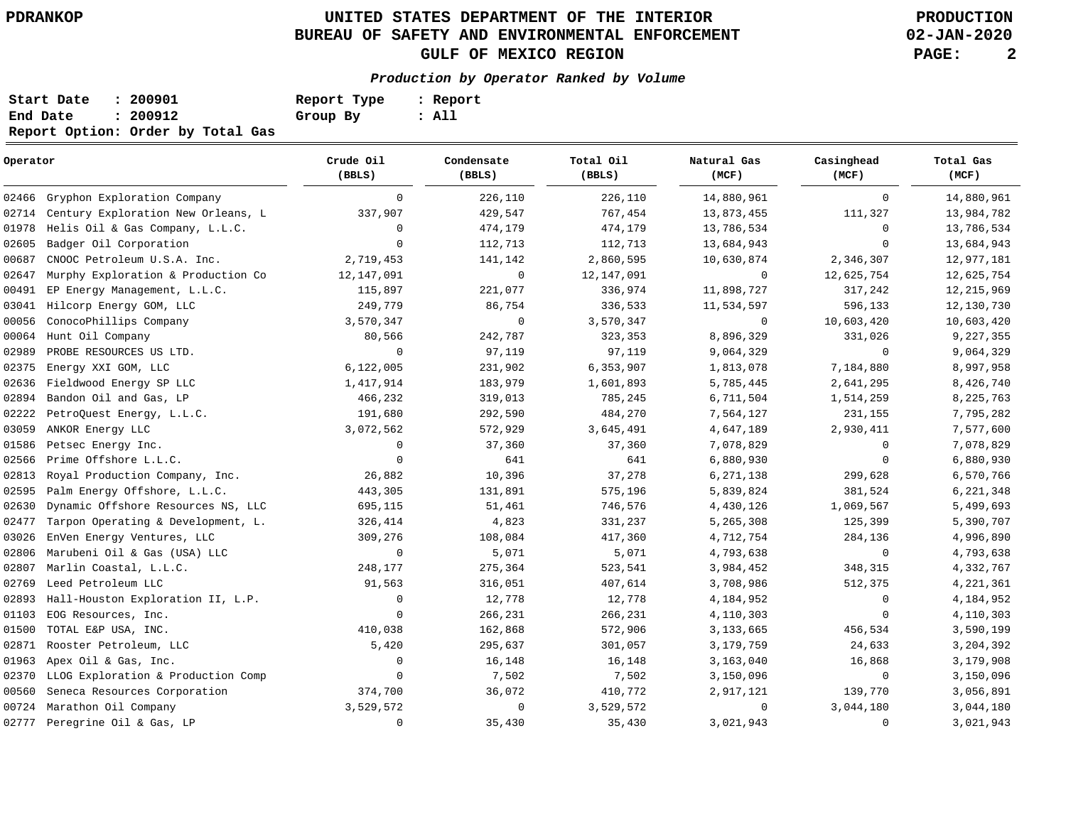UNITED STATES DEPARTMENT OF THE INTERIOR
BUREAU OF SAFETY AND ENVIRONMENTAL ENFORCEMENT
GULF OF MEXICO REGION

PDRANKOP | PRODUCTION | 02-JAN-2020

***Production by Operator Ranked by Volume***

**Start Date : 200901** **Report Type : Report**
**End Date : 200912** **Group By : All**
**Report Option: Order by Total Gas**

| Operator | | Crude Oil (BBLS) | Condensate (BBLS) | Total Oil (BBLS) | Natural Gas (MCF) | Casinghead (MCF) | Total Gas (MCF) |
|---|---|---|---|---|---|---|---|
| 02466 | Gryphon Exploration Company | 0 | 226,110 | 226,110 | 14,880,961 | 0 | 14,880,961 |
| 02714 | Century Exploration New Orleans, L | 337,907 | 429,547 | 767,454 | 13,873,455 | 111,327 | 13,984,782 |
| 01978 | Helis Oil & Gas Company, L.L.C. | 0 | 474,179 | 474,179 | 13,786,534 | 0 | 13,786,534 |
| 02605 | Badger Oil Corporation | 0 | 112,713 | 112,713 | 13,684,943 | 0 | 13,684,943 |
| 00687 | CNOOC Petroleum U.S.A. Inc. | 2,719,453 | 141,142 | 2,860,595 | 10,630,874 | 2,346,307 | 12,977,181 |
| 02647 | Murphy Exploration & Production Co | 12,147,091 | 0 | 12,147,091 | 0 | 12,625,754 | 12,625,754 |
| 00491 | EP Energy Management, L.L.C. | 115,897 | 221,077 | 336,974 | 11,898,727 | 317,242 | 12,215,969 |
| 03041 | Hilcorp Energy GOM, LLC | 249,779 | 86,754 | 336,533 | 11,534,597 | 596,133 | 12,130,730 |
| 00056 | ConocoPhillips Company | 3,570,347 | 0 | 3,570,347 | 0 | 10,603,420 | 10,603,420 |
| 00064 | Hunt Oil Company | 80,566 | 242,787 | 323,353 | 8,896,329 | 331,026 | 9,227,355 |
| 02989 | PROBE RESOURCES US LTD. | 0 | 97,119 | 97,119 | 9,064,329 | 0 | 9,064,329 |
| 02375 | Energy XXI GOM, LLC | 6,122,005 | 231,902 | 6,353,907 | 1,813,078 | 7,184,880 | 8,997,958 |
| 02636 | Fieldwood Energy SP LLC | 1,417,914 | 183,979 | 1,601,893 | 5,785,445 | 2,641,295 | 8,426,740 |
| 02894 | Bandon Oil and Gas, LP | 466,232 | 319,013 | 785,245 | 6,711,504 | 1,514,259 | 8,225,763 |
| 02222 | PetroQuest Energy, L.L.C. | 191,680 | 292,590 | 484,270 | 7,564,127 | 231,155 | 7,795,282 |
| 03059 | ANKOR Energy LLC | 3,072,562 | 572,929 | 3,645,491 | 4,647,189 | 2,930,411 | 7,577,600 |
| 01586 | Petsec Energy Inc. | 0 | 37,360 | 37,360 | 7,078,829 | 0 | 7,078,829 |
| 02566 | Prime Offshore L.L.C. | 0 | 641 | 641 | 6,880,930 | 0 | 6,880,930 |
| 02813 | Royal Production Company, Inc. | 26,882 | 10,396 | 37,278 | 6,271,138 | 299,628 | 6,570,766 |
| 02595 | Palm Energy Offshore, L.L.C. | 443,305 | 131,891 | 575,196 | 5,839,824 | 381,524 | 6,221,348 |
| 02630 | Dynamic Offshore Resources NS, LLC | 695,115 | 51,461 | 746,576 | 4,430,126 | 1,069,567 | 5,499,693 |
| 02477 | Tarpon Operating & Development, L. | 326,414 | 4,823 | 331,237 | 5,265,308 | 125,399 | 5,390,707 |
| 03026 | EnVen Energy Ventures, LLC | 309,276 | 108,084 | 417,360 | 4,712,754 | 284,136 | 4,996,890 |
| 02806 | Marubeni Oil & Gas (USA) LLC | 0 | 5,071 | 5,071 | 4,793,638 | 0 | 4,793,638 |
| 02807 | Marlin Coastal, L.L.C. | 248,177 | 275,364 | 523,541 | 3,984,452 | 348,315 | 4,332,767 |
| 02769 | Leed Petroleum LLC | 91,563 | 316,051 | 407,614 | 3,708,986 | 512,375 | 4,221,361 |
| 02893 | Hall-Houston Exploration II, L.P. | 0 | 12,778 | 12,778 | 4,184,952 | 0 | 4,184,952 |
| 01103 | EOG Resources, Inc. | 0 | 266,231 | 266,231 | 4,110,303 | 0 | 4,110,303 |
| 01500 | TOTAL E&P USA, INC. | 410,038 | 162,868 | 572,906 | 3,133,665 | 456,534 | 3,590,199 |
| 02871 | Rooster Petroleum, LLC | 5,420 | 295,637 | 301,057 | 3,179,759 | 24,633 | 3,204,392 |
| 01963 | Apex Oil & Gas, Inc. | 0 | 16,148 | 16,148 | 3,163,040 | 16,868 | 3,179,908 |
| 02370 | LLOG Exploration & Production Comp | 0 | 7,502 | 7,502 | 3,150,096 | 0 | 3,150,096 |
| 00560 | Seneca Resources Corporation | 374,700 | 36,072 | 410,772 | 2,917,121 | 139,770 | 3,056,891 |
| 00724 | Marathon Oil Company | 3,529,572 | 0 | 3,529,572 | 0 | 3,044,180 | 3,044,180 |
| 02777 | Peregrine Oil & Gas, LP | 0 | 35,430 | 35,430 | 3,021,943 | 0 | 3,021,943 |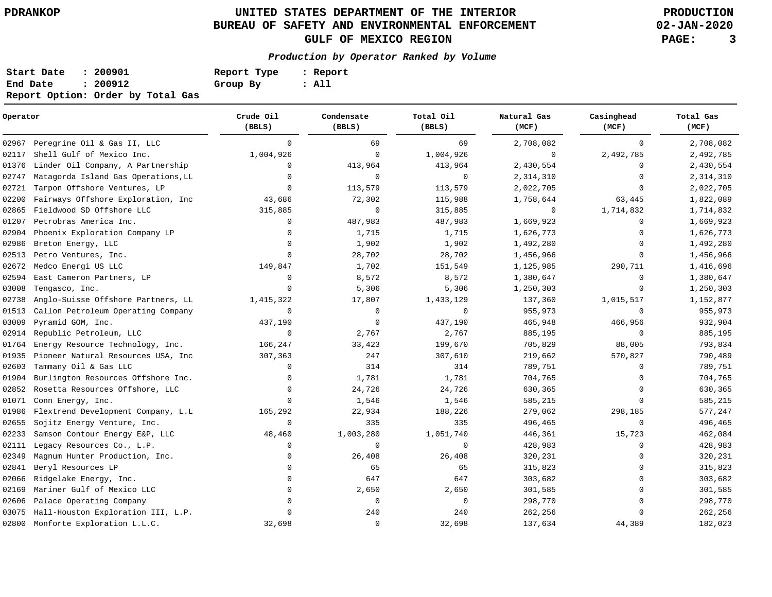PDRANKOP

# UNITED STATES DEPARTMENT OF THE INTERIOR
## BUREAU OF SAFETY AND ENVIRONMENTAL ENFORCEMENT
## GULF OF MEXICO REGION

PRODUCTION
02-JAN-2020

***Production by Operator Ranked by Volume***

**Start Date : 200901**
**End Date : 200912**
**Report Option: Order by Total Gas**

**Report Type : Report**
**Group By : All**

| Operator | Crude Oil (BBLS) | Condensate (BBLS) | Total Oil (BBLS) | Natural Gas (MCF) | Casinghead (MCF) | Total Gas (MCF) |
|---|---|---|---|---|---|---|
| 02967 Peregrine Oil & Gas II, LLC | 0 | 69 | 69 | 2,708,082 | 0 | 2,708,082 |
| 02117 Shell Gulf of Mexico Inc. | 1,004,926 | 0 | 1,004,926 | 0 | 2,492,785 | 2,492,785 |
| 01376 Linder Oil Company, A Partnership | 0 | 413,964 | 413,964 | 2,430,554 | 0 | 2,430,554 |
| 02747 Matagorda Island Gas Operations,LL | 0 | 0 | 0 | 2,314,310 | 0 | 2,314,310 |
| 02721 Tarpon Offshore Ventures, LP | 0 | 113,579 | 113,579 | 2,022,705 | 0 | 2,022,705 |
| 02200 Fairways Offshore Exploration, Inc | 43,686 | 72,302 | 115,988 | 1,758,644 | 63,445 | 1,822,089 |
| 02865 Fieldwood SD Offshore LLC | 315,885 | 0 | 315,885 | 0 | 1,714,832 | 1,714,832 |
| 01207 Petrobras America Inc. | 0 | 487,983 | 487,983 | 1,669,923 | 0 | 1,669,923 |
| 02904 Phoenix Exploration Company LP | 0 | 1,715 | 1,715 | 1,626,773 | 0 | 1,626,773 |
| 02986 Breton Energy, LLC | 0 | 1,902 | 1,902 | 1,492,280 | 0 | 1,492,280 |
| 02513 Petro Ventures, Inc. | 0 | 28,702 | 28,702 | 1,456,966 | 0 | 1,456,966 |
| 02672 Medco Energi US LLC | 149,847 | 1,702 | 151,549 | 1,125,985 | 290,711 | 1,416,696 |
| 02594 East Cameron Partners, LP | 0 | 8,572 | 8,572 | 1,380,647 | 0 | 1,380,647 |
| 03008 Tengasco, Inc. | 0 | 5,306 | 5,306 | 1,250,303 | 0 | 1,250,303 |
| 02738 Anglo-Suisse Offshore Partners, LL | 1,415,322 | 17,807 | 1,433,129 | 137,360 | 1,015,517 | 1,152,877 |
| 01513 Callon Petroleum Operating Company | 0 | 0 | 0 | 955,973 | 0 | 955,973 |
| 03009 Pyramid GOM, Inc. | 437,190 | 0 | 437,190 | 465,948 | 466,956 | 932,904 |
| 02914 Republic Petroleum, LLC | 0 | 2,767 | 2,767 | 885,195 | 0 | 885,195 |
| 01764 Energy Resource Technology, Inc. | 166,247 | 33,423 | 199,670 | 705,829 | 88,005 | 793,834 |
| 01935 Pioneer Natural Resources USA, Inc | 307,363 | 247 | 307,610 | 219,662 | 570,827 | 790,489 |
| 02603 Tammany Oil & Gas LLC | 0 | 314 | 314 | 789,751 | 0 | 789,751 |
| 01904 Burlington Resources Offshore Inc. | 0 | 1,781 | 1,781 | 704,765 | 0 | 704,765 |
| 02852 Rosetta Resources Offshore, LLC | 0 | 24,726 | 24,726 | 630,365 | 0 | 630,365 |
| 01071 Conn Energy, Inc. | 0 | 1,546 | 1,546 | 585,215 | 0 | 585,215 |
| 01986 Flextrend Development Company, L.L | 165,292 | 22,934 | 188,226 | 279,062 | 298,185 | 577,247 |
| 02655 Sojitz Energy Venture, Inc. | 0 | 335 | 335 | 496,465 | 0 | 496,465 |
| 02233 Samson Contour Energy E&P, LLC | 48,460 | 1,003,280 | 1,051,740 | 446,361 | 15,723 | 462,084 |
| 02111 Legacy Resources Co., L.P. | 0 | 0 | 0 | 428,983 | 0 | 428,983 |
| 02349 Magnum Hunter Production, Inc. | 0 | 26,408 | 26,408 | 320,231 | 0 | 320,231 |
| 02841 Beryl Resources LP | 0 | 65 | 65 | 315,823 | 0 | 315,823 |
| 02066 Ridgelake Energy, Inc. | 0 | 647 | 647 | 303,682 | 0 | 303,682 |
| 02169 Mariner Gulf of Mexico LLC | 0 | 2,650 | 2,650 | 301,585 | 0 | 301,585 |
| 02606 Palace Operating Company | 0 | 0 | 0 | 298,770 | 0 | 298,770 |
| 03075 Hall-Houston Exploration III, L.P. | 0 | 240 | 240 | 262,256 | 0 | 262,256 |
| 02800 Monforte Exploration L.L.C. | 32,698 | 0 | 32,698 | 137,634 | 44,389 | 182,023 |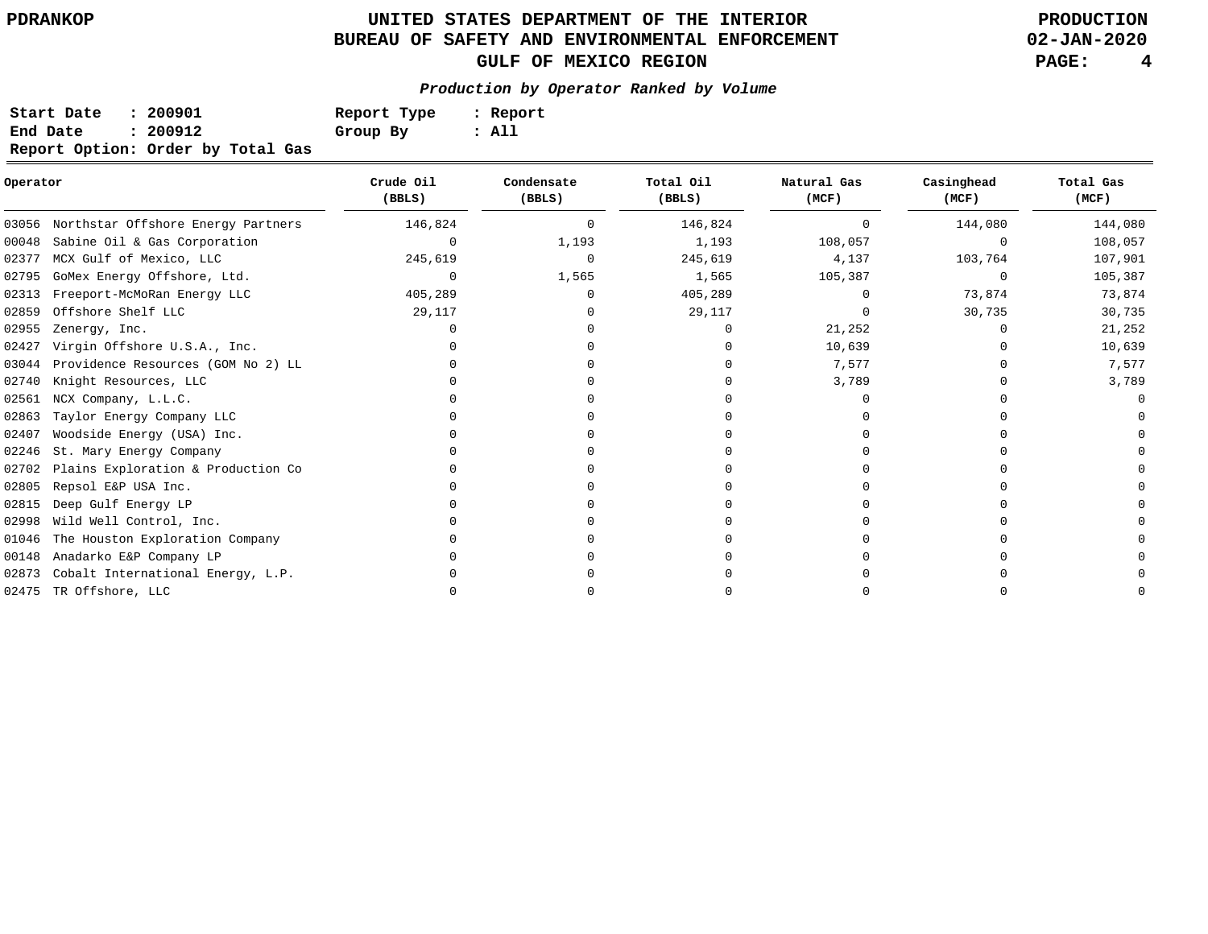PDRANKOP

# UNITED STATES DEPARTMENT OF THE INTERIOR
## BUREAU OF SAFETY AND ENVIRONMENTAL ENFORCEMENT
## GULF OF MEXICO REGION

PRODUCTION
02-JAN-2020

***Production by Operator Ranked by Volume***

**Start Date : 200901** **Report Type : Report**
**End Date : 200912** **Group By : All**
**Report Option: Order by Total Gas**

| Operator | Crude Oil (BBLS) | Condensate (BBLS) | Total Oil (BBLS) | Natural Gas (MCF) | Casinghead (MCF) | Total Gas (MCF) |
|---|---|---|---|---|---|---|
| 03056 Northstar Offshore Energy Partners | 146,824 | 0 | 146,824 | 0 | 144,080 | 144,080 |
| 00048 Sabine Oil & Gas Corporation | 0 | 1,193 | 1,193 | 108,057 | 0 | 108,057 |
| 02377 MCX Gulf of Mexico, LLC | 245,619 | 0 | 245,619 | 4,137 | 103,764 | 107,901 |
| 02795 GoMex Energy Offshore, Ltd. | 0 | 1,565 | 1,565 | 105,387 | 0 | 105,387 |
| 02313 Freeport-McMoRan Energy LLC | 405,289 | 0 | 405,289 | 0 | 73,874 | 73,874 |
| 02859 Offshore Shelf LLC | 29,117 | 0 | 29,117 | 0 | 30,735 | 30,735 |
| 02955 Zenergy, Inc. | 0 | 0 | 0 | 21,252 | 0 | 21,252 |
| 02427 Virgin Offshore U.S.A., Inc. | 0 | 0 | 0 | 10,639 | 0 | 10,639 |
| 03044 Providence Resources (GOM No 2) LL | 0 | 0 | 0 | 7,577 | 0 | 7,577 |
| 02740 Knight Resources, LLC | 0 | 0 | 0 | 3,789 | 0 | 3,789 |
| 02561 NCX Company, L.L.C. | 0 | 0 | 0 | 0 | 0 | 0 |
| 02863 Taylor Energy Company LLC | 0 | 0 | 0 | 0 | 0 | 0 |
| 02407 Woodside Energy (USA) Inc. | 0 | 0 | 0 | 0 | 0 | 0 |
| 02246 St. Mary Energy Company | 0 | 0 | 0 | 0 | 0 | 0 |
| 02702 Plains Exploration & Production Co | 0 | 0 | 0 | 0 | 0 | 0 |
| 02805 Repsol E&P USA Inc. | 0 | 0 | 0 | 0 | 0 | 0 |
| 02815 Deep Gulf Energy LP | 0 | 0 | 0 | 0 | 0 | 0 |
| 02998 Wild Well Control, Inc. | 0 | 0 | 0 | 0 | 0 | 0 |
| 01046 The Houston Exploration Company | 0 | 0 | 0 | 0 | 0 | 0 |
| 00148 Anadarko E&P Company LP | 0 | 0 | 0 | 0 | 0 | 0 |
| 02873 Cobalt International Energy, L.P. | 0 | 0 | 0 | 0 | 0 | 0 |
| 02475 TR Offshore, LLC | 0 | 0 | 0 | 0 | 0 | 0 |